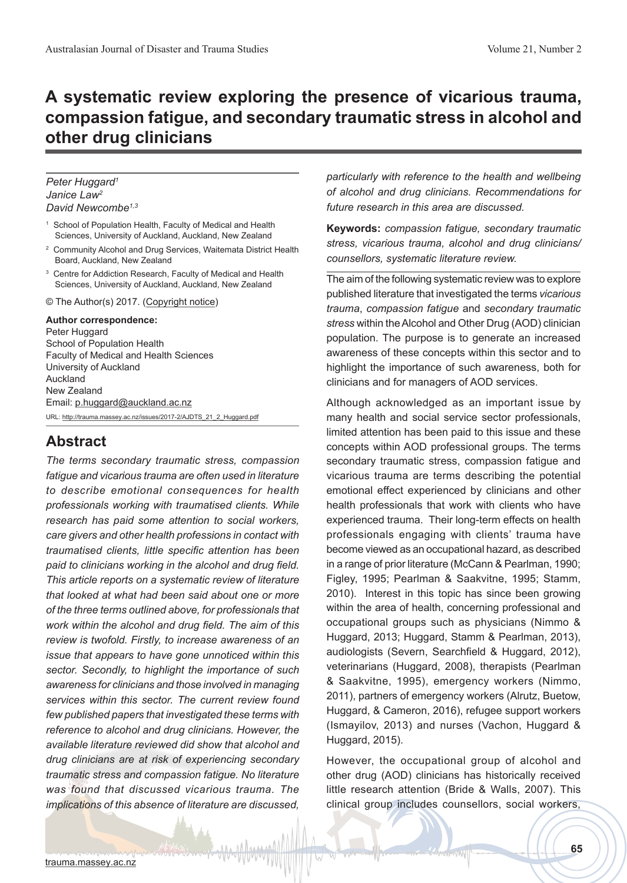# A systematic review exploring the presence of vicarious trauma, compassion fatigue, and secondary traumatic stress in alcohol and other drug clinicians

*Peter Huggard*[1]
*Janice Law*[2]
*David Newcombe*[1,3]

[1] School of Population Health, Faculty of Medical and Health Sciences, University of Auckland, Auckland, New Zealand

[2] Community Alcohol and Drug Services, Waitemata District Health Board, Auckland, New Zealand

[3] Centre for Addiction Research, Faculty of Medical and Health Sciences, University of Auckland, Auckland, New Zealand

© The Author(s) 2017. (Copyright notice)

**Author correspondence:**
Peter Huggard
School of Population Health
Faculty of Medical and Health Sciences
University of Auckland
Auckland
New Zealand
Email: p.huggard@auckland.ac.nz

URL: http://trauma.massey.ac.nz/issues/2017-2/AJDTS_21_2_Huggard.pdf

## Abstract

*The terms secondary traumatic stress, compassion fatigue and vicarious trauma are often used in literature to describe emotional consequences for health professionals working with traumatised clients. While research has paid some attention to social workers, care givers and other health professions in contact with traumatised clients, little specific attention has been paid to clinicians working in the alcohol and drug field. This article reports on a systematic review of literature that looked at what had been said about one or more of the three terms outlined above, for professionals that work within the alcohol and drug field. The aim of this review is twofold. Firstly, to increase awareness of an issue that appears to have gone unnoticed within this sector. Secondly, to highlight the importance of such awareness for clinicians and those involved in managing services within this sector. The current review found few published papers that investigated these terms with reference to alcohol and drug clinicians. However, the available literature reviewed did show that alcohol and drug clinicians are at risk of experiencing secondary traumatic stress and compassion fatigue. No literature was found that discussed vicarious trauma. The implications of this absence of literature are discussed, particularly with reference to the health and wellbeing of alcohol and drug clinicians. Recommendations for future research in this area are discussed.*

**Keywords:** *compassion fatigue, secondary traumatic stress, vicarious trauma, alcohol and drug clinicians/ counsellors, systematic literature review.*

The aim of the following systematic review was to explore published literature that investigated the terms *vicarious trauma*, *compassion fatigue* and *secondary traumatic stress* within the Alcohol and Other Drug (AOD) clinician population. The purpose is to generate an increased awareness of these concepts within this sector and to highlight the importance of such awareness, both for clinicians and for managers of AOD services.

Although acknowledged as an important issue by many health and social service sector professionals, limited attention has been paid to this issue and these concepts within AOD professional groups. The terms secondary traumatic stress, compassion fatigue and vicarious trauma are terms describing the potential emotional effect experienced by clinicians and other health professionals that work with clients who have experienced trauma. Their long-term effects on health professionals engaging with clients' trauma have become viewed as an occupational hazard, as described in a range of prior literature (McCann & Pearlman, 1990; Figley, 1995; Pearlman & Saakvitne, 1995; Stamm, 2010). Interest in this topic has since been growing within the area of health, concerning professional and occupational groups such as physicians (Nimmo & Huggard, 2013; Huggard, Stamm & Pearlman, 2013), audiologists (Severn, Searchfield & Huggard, 2012), veterinarians (Huggard, 2008), therapists (Pearlman & Saakvitne, 1995), emergency workers (Nimmo, 2011), partners of emergency workers (Alrutz, Buetow, Huggard, & Cameron, 2016), refugee support workers (Ismayilov, 2013) and nurses (Vachon, Huggard & Huggard, 2015).

However, the occupational group of alcohol and other drug (AOD) clinicians has historically received little research attention (Bride & Walls, 2007). This clinical group includes counsellors, social workers,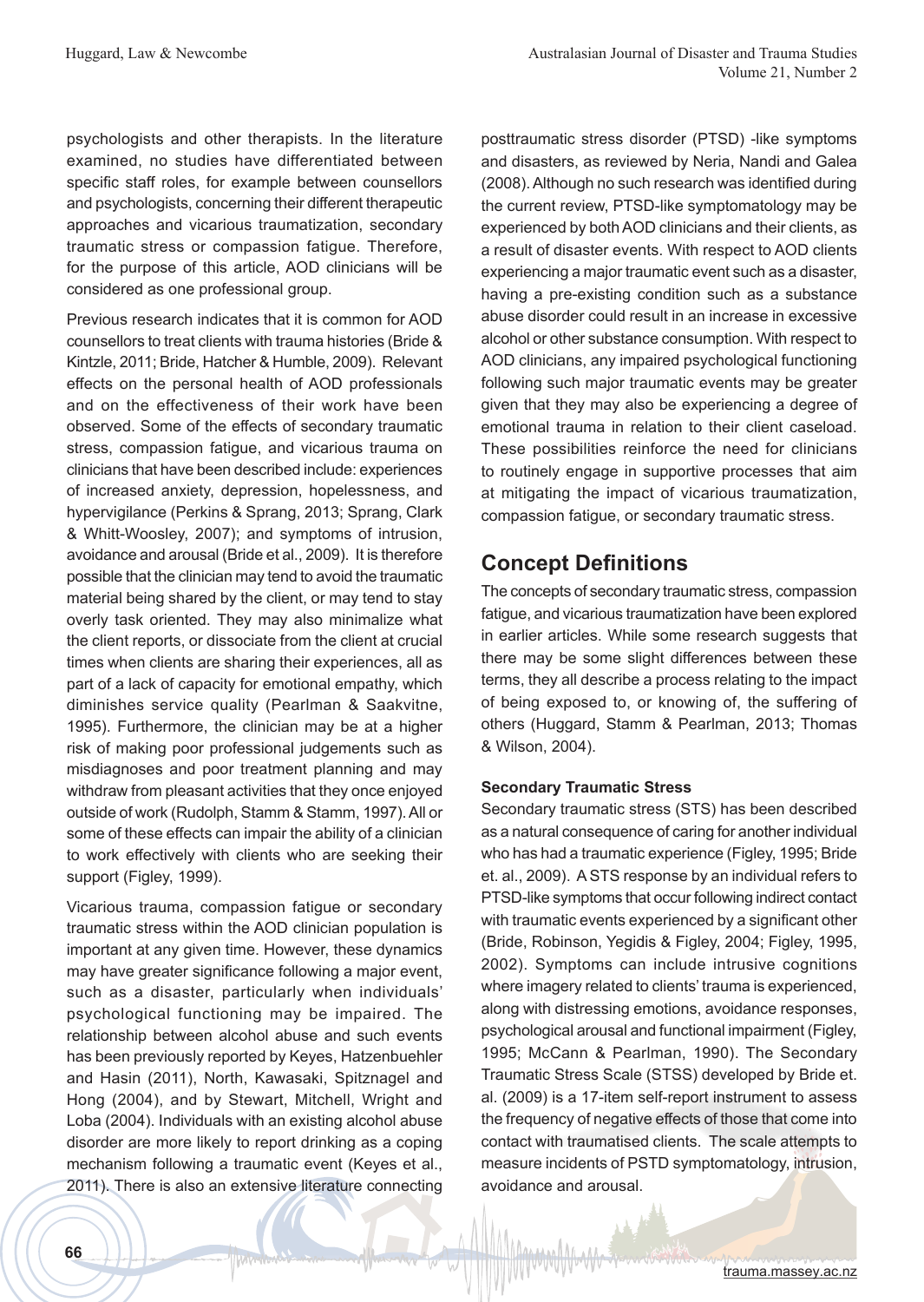psychologists and other therapists. In the literature examined, no studies have differentiated between specific staff roles, for example between counsellors and psychologists, concerning their different therapeutic approaches and vicarious traumatization, secondary traumatic stress or compassion fatigue. Therefore, for the purpose of this article, AOD clinicians will be considered as one professional group.

Previous research indicates that it is common for AOD counsellors to treat clients with trauma histories (Bride & Kintzle, 2011; Bride, Hatcher & Humble, 2009). Relevant effects on the personal health of AOD professionals and on the effectiveness of their work have been observed. Some of the effects of secondary traumatic stress, compassion fatigue, and vicarious trauma on clinicians that have been described include: experiences of increased anxiety, depression, hopelessness, and hypervigilance (Perkins & Sprang, 2013; Sprang, Clark & Whitt-Woosley, 2007); and symptoms of intrusion, avoidance and arousal (Bride et al., 2009). It is therefore possible that the clinician may tend to avoid the traumatic material being shared by the client, or may tend to stay overly task oriented. They may also minimalize what the client reports, or dissociate from the client at crucial times when clients are sharing their experiences, all as part of a lack of capacity for emotional empathy, which diminishes service quality (Pearlman & Saakvitne, 1995). Furthermore, the clinician may be at a higher risk of making poor professional judgements such as misdiagnoses and poor treatment planning and may withdraw from pleasant activities that they once enjoyed outside of work (Rudolph, Stamm & Stamm, 1997). All or some of these effects can impair the ability of a clinician to work effectively with clients who are seeking their support (Figley, 1999).

Vicarious trauma, compassion fatigue or secondary traumatic stress within the AOD clinician population is important at any given time. However, these dynamics may have greater significance following a major event, such as a disaster, particularly when individuals' psychological functioning may be impaired. The relationship between alcohol abuse and such events has been previously reported by Keyes, Hatzenbuehler and Hasin (2011), North, Kawasaki, Spitznagel and Hong (2004), and by Stewart, Mitchell, Wright and Loba (2004). Individuals with an existing alcohol abuse disorder are more likely to report drinking as a coping mechanism following a traumatic event (Keyes et al., 2011). There is also an extensive literature connecting posttraumatic stress disorder (PTSD) -like symptoms and disasters, as reviewed by Neria, Nandi and Galea (2008). Although no such research was identified during the current review, PTSD-like symptomatology may be experienced by both AOD clinicians and their clients, as a result of disaster events. With respect to AOD clients experiencing a major traumatic event such as a disaster, having a pre-existing condition such as a substance abuse disorder could result in an increase in excessive alcohol or other substance consumption. With respect to AOD clinicians, any impaired psychological functioning following such major traumatic events may be greater given that they may also be experiencing a degree of emotional trauma in relation to their client caseload. These possibilities reinforce the need for clinicians to routinely engage in supportive processes that aim at mitigating the impact of vicarious traumatization, compassion fatigue, or secondary traumatic stress.

## Concept Definitions

The concepts of secondary traumatic stress, compassion fatigue, and vicarious traumatization have been explored in earlier articles. While some research suggests that there may be some slight differences between these terms, they all describe a process relating to the impact of being exposed to, or knowing of, the suffering of others (Huggard, Stamm & Pearlman, 2013; Thomas & Wilson, 2004).

### Secondary Traumatic Stress

Secondary traumatic stress (STS) has been described as a natural consequence of caring for another individual who has had a traumatic experience (Figley, 1995; Bride et. al., 2009). A STS response by an individual refers to PTSD-like symptoms that occur following indirect contact with traumatic events experienced by a significant other (Bride, Robinson, Yegidis & Figley, 2004; Figley, 1995, 2002). Symptoms can include intrusive cognitions where imagery related to clients' trauma is experienced, along with distressing emotions, avoidance responses, psychological arousal and functional impairment (Figley, 1995; McCann & Pearlman, 1990). The Secondary Traumatic Stress Scale (STSS) developed by Bride et. al. (2009) is a 17-item self-report instrument to assess the frequency of negative effects of those that come into contact with traumatised clients. The scale attempts to measure incidents of PSTD symptomatology, intrusion, avoidance and arousal.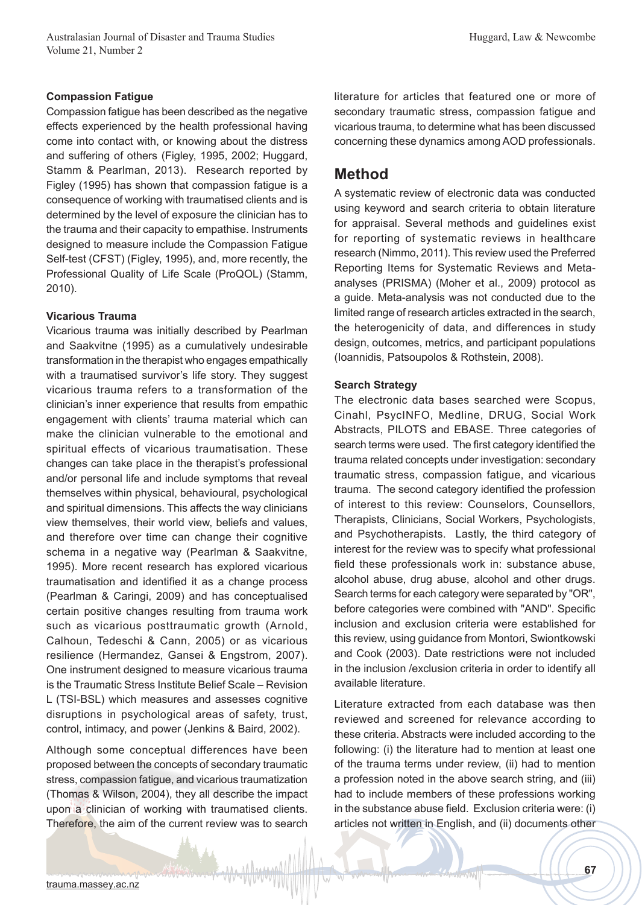### Compassion Fatigue

Compassion fatigue has been described as the negative effects experienced by the health professional having come into contact with, or knowing about the distress and suffering of others (Figley, 1995, 2002; Huggard, Stamm & Pearlman, 2013). Research reported by Figley (1995) has shown that compassion fatigue is a consequence of working with traumatised clients and is determined by the level of exposure the clinician has to the trauma and their capacity to empathise. Instruments designed to measure include the Compassion Fatigue Self-test (CFST) (Figley, 1995), and, more recently, the Professional Quality of Life Scale (ProQOL) (Stamm, 2010).

### Vicarious Trauma

Vicarious trauma was initially described by Pearlman and Saakvitne (1995) as a cumulatively undesirable transformation in the therapist who engages empathically with a traumatised survivor's life story. They suggest vicarious trauma refers to a transformation of the clinician's inner experience that results from empathic engagement with clients' trauma material which can make the clinician vulnerable to the emotional and spiritual effects of vicarious traumatisation. These changes can take place in the therapist's professional and/or personal life and include symptoms that reveal themselves within physical, behavioural, psychological and spiritual dimensions. This affects the way clinicians view themselves, their world view, beliefs and values, and therefore over time can change their cognitive schema in a negative way (Pearlman & Saakvitne, 1995). More recent research has explored vicarious traumatisation and identified it as a change process (Pearlman & Caringi, 2009) and has conceptualised certain positive changes resulting from trauma work such as vicarious posttraumatic growth (Arnold, Calhoun, Tedeschi & Cann, 2005) or as vicarious resilience (Hermandez, Gansei & Engstrom, 2007). One instrument designed to measure vicarious trauma is the Traumatic Stress Institute Belief Scale – Revision L (TSI-BSL) which measures and assesses cognitive disruptions in psychological areas of safety, trust, control, intimacy, and power (Jenkins & Baird, 2002).

Although some conceptual differences have been proposed between the concepts of secondary traumatic stress, compassion fatigue, and vicarious traumatization (Thomas & Wilson, 2004), they all describe the impact upon a clinician of working with traumatised clients. Therefore, the aim of the current review was to search literature for articles that featured one or more of secondary traumatic stress, compassion fatigue and vicarious trauma, to determine what has been discussed concerning these dynamics among AOD professionals.

## Method

A systematic review of electronic data was conducted using keyword and search criteria to obtain literature for appraisal. Several methods and guidelines exist for reporting of systematic reviews in healthcare research (Nimmo, 2011). This review used the Preferred Reporting Items for Systematic Reviews and Meta-analyses (PRISMA) (Moher et al., 2009) protocol as a guide. Meta-analysis was not conducted due to the limited range of research articles extracted in the search, the heterogenicity of data, and differences in study design, outcomes, metrics, and participant populations (Ioannidis, Patsoupolos & Rothstein, 2008).

### Search Strategy

The electronic data bases searched were Scopus, Cinahl, PsycINFO, Medline, DRUG, Social Work Abstracts, PILOTS and EBASE. Three categories of search terms were used. The first category identified the trauma related concepts under investigation: secondary traumatic stress, compassion fatigue, and vicarious trauma. The second category identified the profession of interest to this review: Counselors, Counsellors, Therapists, Clinicians, Social Workers, Psychologists, and Psychotherapists. Lastly, the third category of interest for the review was to specify what professional field these professionals work in: substance abuse, alcohol abuse, drug abuse, alcohol and other drugs. Search terms for each category were separated by "OR", before categories were combined with "AND". Specific inclusion and exclusion criteria were established for this review, using guidance from Montori, Swiontkowski and Cook (2003). Date restrictions were not included in the inclusion /exclusion criteria in order to identify all available literature.

Literature extracted from each database was then reviewed and screened for relevance according to these criteria. Abstracts were included according to the following: (i) the literature had to mention at least one of the trauma terms under review, (ii) had to mention a profession noted in the above search string, and (iii) had to include members of these professions working in the substance abuse field. Exclusion criteria were: (i) articles not written in English, and (ii) documents other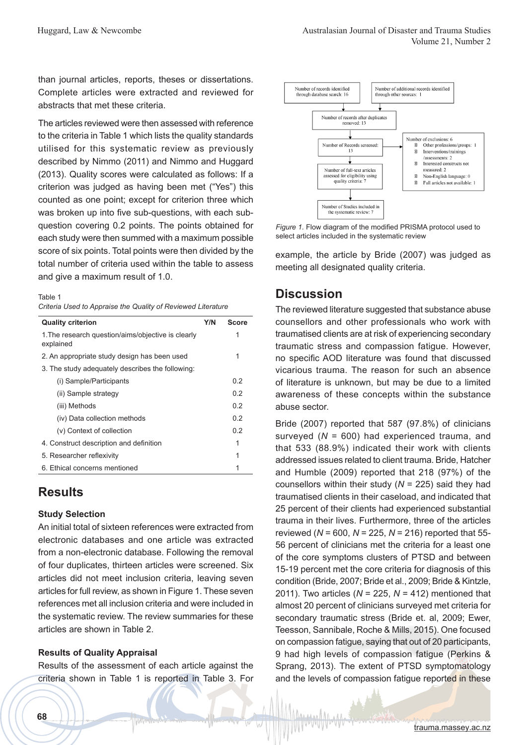than journal articles, reports, theses or dissertations. Complete articles were extracted and reviewed for abstracts that met these criteria.

The articles reviewed were then assessed with reference to the criteria in Table 1 which lists the quality standards utilised for this systematic review as previously described by Nimmo (2011) and Nimmo and Huggard (2013). Quality scores were calculated as follows: If a criterion was judged as having been met ("Yes") this counted as one point; except for criterion three which was broken up into five sub-questions, with each sub-question covering 0.2 points. The points obtained for each study were then summed with a maximum possible score of six points. Total points were then divided by the total number of criteria used within the table to assess and give a maximum result of 1.0.

Table 1
*Criteria Used to Appraise the Quality of Reviewed Literature*

| Quality criterion | Y/N | Score |
|---|---|---|
| 1.The research question/aims/objective is clearly explained | | 1 |
| 2. An appropriate study design has been used | | 1 |
| 3. The study adequately describes the following: | | |
| (i) Sample/Participants | | 0.2 |
| (ii) Sample strategy | | 0.2 |
| (iii) Methods | | 0.2 |
| (iv) Data collection methods | | 0.2 |
| (v) Context of collection | | 0.2 |
| 4. Construct description and definition | | 1 |
| 5. Researcher reflexivity | | 1 |
| 6. Ethical concerns mentioned | | 1 |

## Results

### Study Selection

An initial total of sixteen references were extracted from electronic databases and one article was extracted from a non-electronic database. Following the removal of four duplicates, thirteen articles were screened. Six articles did not meet inclusion criteria, leaving seven articles for full review, as shown in Figure 1. These seven references met all inclusion criteria and were included in the systematic review. The review summaries for these articles are shown in Table 2.

### Results of Quality Appraisal

Results of the assessment of each article against the criteria shown in Table 1 is reported in Table 3. For example, the article by Bride (2007) was judged as meeting all designated quality criteria.

Number of records identified through database search: 16

Number of additional records identified through other sources: 1

Number of records after duplicates removed: 13

Number of Records screened: 13

Number of exclusions: 6
- Other professions/groups: 1
- Interventions/trainings /assessments: 2
- Interested constructs not measured: 2
- Non-English language: 0
- Full articles not available: 1

Number of full-text articles assessed for eligibility using quality criteria: 7

Number of Studies included in the systematic review: 7

*Figure 1.* Flow diagram of the modified PRISMA protocol used to select articles included in the systematic review

## Discussion

The reviewed literature suggested that substance abuse counsellors and other professionals who work with traumatised clients are at risk of experiencing secondary traumatic stress and compassion fatigue. However, no specific AOD literature was found that discussed vicarious trauma. The reason for such an absence of literature is unknown, but may be due to a limited awareness of these concepts within the substance abuse sector.

Bride (2007) reported that 587 (97.8%) of clinicians surveyed (*N* = 600) had experienced trauma, and that 533 (88.9%) indicated their work with clients addressed issues related to client trauma. Bride, Hatcher and Humble (2009) reported that 218 (97%) of the counsellors within their study (*N* = 225) said they had traumatised clients in their caseload, and indicated that 25 percent of their clients had experienced substantial trauma in their lives. Furthermore, three of the articles reviewed (*N* = 600, *N* = 225, *N* = 216) reported that 55-56 percent of clinicians met the criteria for a least one of the core symptoms clusters of PTSD and between 15-19 percent met the core criteria for diagnosis of this condition (Bride, 2007; Bride et al., 2009; Bride & Kintzle, 2011). Two articles (*N* = 225, *N* = 412) mentioned that almost 20 percent of clinicians surveyed met criteria for secondary traumatic stress (Bride et. al, 2009; Ewer, Teesson, Sannibale, Roche & Mills, 2015). One focused on compassion fatigue, saying that out of 20 participants, 9 had high levels of compassion fatigue (Perkins & Sprang, 2013). The extent of PTSD symptomatology and the levels of compassion fatigue reported in these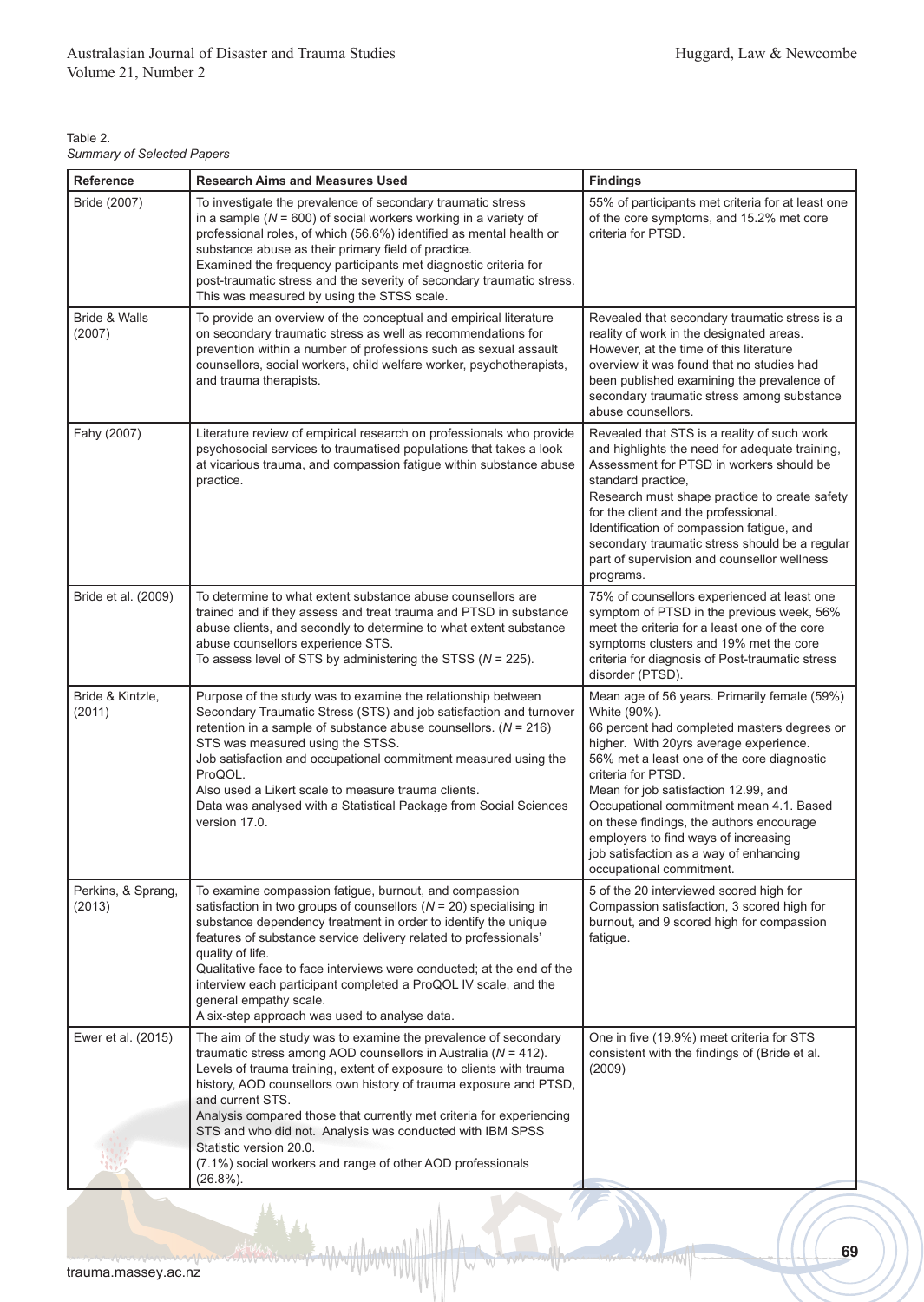Table 2.
*Summary of Selected Papers*

| Reference | Research Aims and Measures Used | Findings |
|---|---|---|
| Bride (2007) | To investigate the prevalence of secondary traumatic stress in a sample ($N$ = 600) of social workers working in a variety of professional roles, of which (56.6%) identified as mental health or substance abuse as their primary field of practice.<br>Examined the frequency participants met diagnostic criteria for post-traumatic stress and the severity of secondary traumatic stress. This was measured by using the STSS scale. | 55% of participants met criteria for at least one of the core symptoms, and 15.2% met core criteria for PTSD. |
| Bride & Walls (2007) | To provide an overview of the conceptual and empirical literature on secondary traumatic stress as well as recommendations for prevention within a number of professions such as sexual assault counsellors, social workers, child welfare worker, psychotherapists, and trauma therapists. | Revealed that secondary traumatic stress is a reality of work in the designated areas. However, at the time of this literature overview it was found that no studies had been published examining the prevalence of secondary traumatic stress among substance abuse counsellors. |
| Fahy (2007) | Literature review of empirical research on professionals who provide psychosocial services to traumatised populations that takes a look at vicarious trauma, and compassion fatigue within substance abuse practice. | Revealed that STS is a reality of such work and highlights the need for adequate training, Assessment for PTSD in workers should be standard practice,<br>Research must shape practice to create safety for the client and the professional.<br>Identification of compassion fatigue, and secondary traumatic stress should be a regular part of supervision and counsellor wellness programs. |
| Bride et al. (2009) | To determine to what extent substance abuse counsellors are trained and if they assess and treat trauma and PTSD in substance abuse clients, and secondly to determine to what extent substance abuse counsellors experience STS.<br>To assess level of STS by administering the STSS ($N$ = 225). | 75% of counsellors experienced at least one symptom of PTSD in the previous week, 56% meet the criteria for a least one of the core symptoms clusters and 19% met the core criteria for diagnosis of Post-traumatic stress disorder (PTSD). |
| Bride & Kintzle, (2011) | Purpose of the study was to examine the relationship between Secondary Traumatic Stress (STS) and job satisfaction and turnover retention in a sample of substance abuse counsellors. ($N$ = 216)<br>STS was measured using the STSS.<br>Job satisfaction and occupational commitment measured using the ProQOL.<br>Also used a Likert scale to measure trauma clients.<br>Data was analysed with a Statistical Package from Social Sciences version 17.0. | Mean age of 56 years. Primarily female (59%) White (90%).<br>66 percent had completed masters degrees or higher. With 20yrs average experience.<br>56% met a least one of the core diagnostic criteria for PTSD.<br>Mean for job satisfaction 12.99, and Occupational commitment mean 4.1. Based on these findings, the authors encourage employers to find ways of increasing job satisfaction as a way of enhancing occupational commitment. |
| Perkins, & Sprang, (2013) | To examine compassion fatigue, burnout, and compassion satisfaction in two groups of counsellors ($N$ = 20) specialising in substance dependency treatment in order to identify the unique features of substance service delivery related to professionals' quality of life.<br>Qualitative face to face interviews were conducted; at the end of the interview each participant completed a ProQOL IV scale, and the general empathy scale.<br>A six-step approach was used to analyse data. | 5 of the 20 interviewed scored high for Compassion satisfaction, 3 scored high for burnout, and 9 scored high for compassion fatigue. |
| Ewer et al. (2015) | The aim of the study was to examine the prevalence of secondary traumatic stress among AOD counsellors in Australia ($N$ = 412).<br>Levels of trauma training, extent of exposure to clients with trauma history, AOD counsellors own history of trauma exposure and PTSD, and current STS.<br>Analysis compared those that currently met criteria for experiencing STS and who did not. Analysis was conducted with IBM SPSS Statistic version 20.0.<br>(7.1%) social workers and range of other AOD professionals (26.8%). | One in five (19.9%) meet criteria for STS consistent with the findings of (Bride et al. (2009) |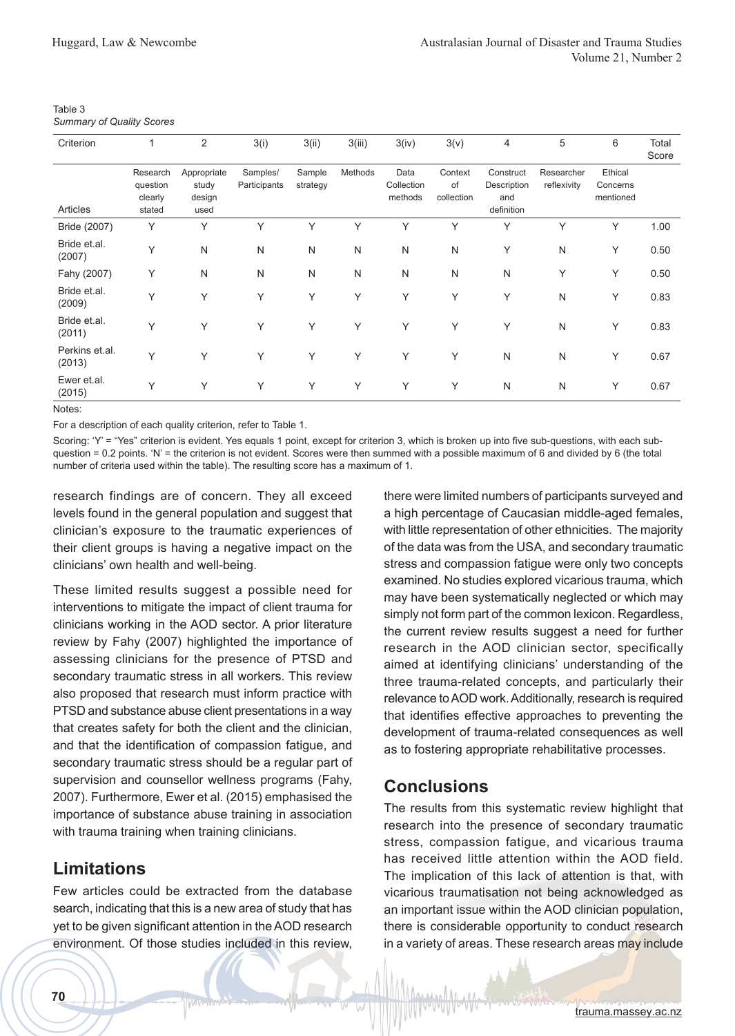Table 3
*Summary of Quality Scores*

| Criterion | 1 | 2 | 3(i) | 3(ii) | 3(iii) | 3(iv) | 3(v) | 4 | 5 | 6 | Total Score |
|---|---|---|---|---|---|---|---|---|---|---|---|
| Articles | Research question clearly stated | Appropriate study design used | Samples/ Participants | Sample strategy | Methods | Data Collection methods | Context of collection | Construct Description and definition | Researcher reflexivity | Ethical Concerns mentioned | |
| Bride (2007) | Y | Y | Y | Y | Y | Y | Y | Y | Y | Y | 1.00 |
| Bride et.al. (2007) | Y | N | N | N | N | N | N | Y | N | Y | 0.50 |
| Fahy (2007) | Y | N | N | N | N | N | N | N | Y | Y | 0.50 |
| Bride et.al. (2009) | Y | Y | Y | Y | Y | Y | Y | Y | N | Y | 0.83 |
| Bride et.al. (2011) | Y | Y | Y | Y | Y | Y | Y | Y | N | Y | 0.83 |
| Perkins et.al. (2013) | Y | Y | Y | Y | Y | Y | Y | N | N | Y | 0.67 |
| Ewer et.al. (2015) | Y | Y | Y | Y | Y | Y | Y | N | N | Y | 0.67 |

Notes:

For a description of each quality criterion, refer to Table 1.

Scoring: 'Y' = "Yes" criterion is evident. Yes equals 1 point, except for criterion 3, which is broken up into five sub-questions, with each sub-question = 0.2 points. 'N' = the criterion is not evident. Scores were then summed with a possible maximum of 6 and divided by 6 (the total number of criteria used within the table). The resulting score has a maximum of 1.

research findings are of concern. They all exceed levels found in the general population and suggest that clinician's exposure to the traumatic experiences of their client groups is having a negative impact on the clinicians' own health and well-being.

These limited results suggest a possible need for interventions to mitigate the impact of client trauma for clinicians working in the AOD sector. A prior literature review by Fahy (2007) highlighted the importance of assessing clinicians for the presence of PTSD and secondary traumatic stress in all workers. This review also proposed that research must inform practice with PTSD and substance abuse client presentations in a way that creates safety for both the client and the clinician, and that the identification of compassion fatigue, and secondary traumatic stress should be a regular part of supervision and counsellor wellness programs (Fahy, 2007). Furthermore, Ewer et al. (2015) emphasised the importance of substance abuse training in association with trauma training when training clinicians.

## Limitations

Few articles could be extracted from the database search, indicating that this is a new area of study that has yet to be given significant attention in the AOD research environment. Of those studies included in this review, there were limited numbers of participants surveyed and a high percentage of Caucasian middle-aged females, with little representation of other ethnicities. The majority of the data was from the USA, and secondary traumatic stress and compassion fatigue were only two concepts examined. No studies explored vicarious trauma, which may have been systematically neglected or which may simply not form part of the common lexicon. Regardless, the current review results suggest a need for further research in the AOD clinician sector, specifically aimed at identifying clinicians' understanding of the three trauma-related concepts, and particularly their relevance to AOD work. Additionally, research is required that identifies effective approaches to preventing the development of trauma-related consequences as well as to fostering appropriate rehabilitative processes.

## Conclusions

The results from this systematic review highlight that research into the presence of secondary traumatic stress, compassion fatigue, and vicarious trauma has received little attention within the AOD field. The implication of this lack of attention is that, with vicarious traumatisation not being acknowledged as an important issue within the AOD clinician population, there is considerable opportunity to conduct research in a variety of areas. These research areas may include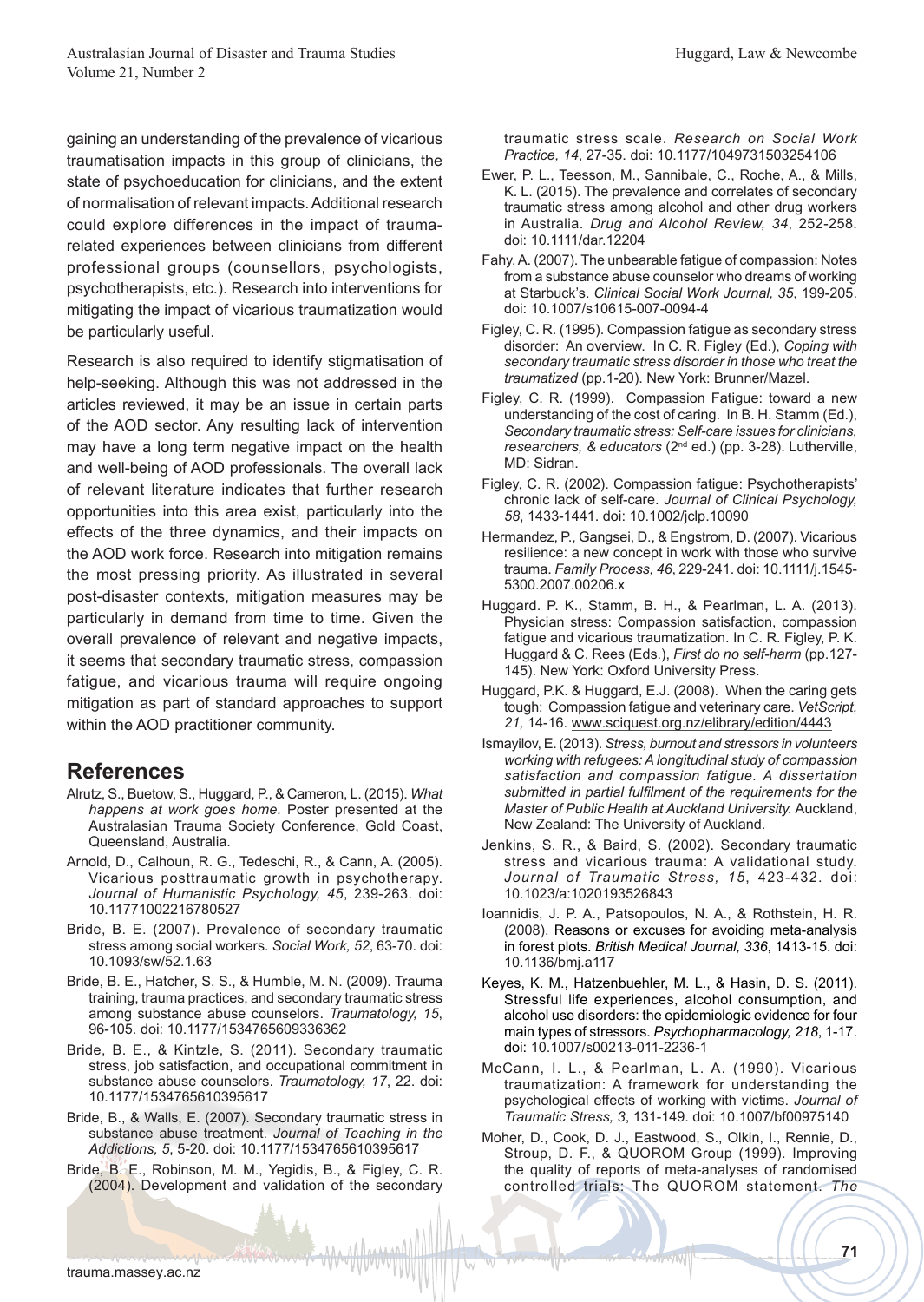gaining an understanding of the prevalence of vicarious traumatisation impacts in this group of clinicians, the state of psychoeducation for clinicians, and the extent of normalisation of relevant impacts. Additional research could explore differences in the impact of trauma-related experiences between clinicians from different professional groups (counsellors, psychologists, psychotherapists, etc.). Research into interventions for mitigating the impact of vicarious traumatization would be particularly useful.

Research is also required to identify stigmatisation of help-seeking. Although this was not addressed in the articles reviewed, it may be an issue in certain parts of the AOD sector. Any resulting lack of intervention may have a long term negative impact on the health and well-being of AOD professionals. The overall lack of relevant literature indicates that further research opportunities into this area exist, particularly into the effects of the three dynamics, and their impacts on the AOD work force. Research into mitigation remains the most pressing priority. As illustrated in several post-disaster contexts, mitigation measures may be particularly in demand from time to time. Given the overall prevalence of relevant and negative impacts, it seems that secondary traumatic stress, compassion fatigue, and vicarious trauma will require ongoing mitigation as part of standard approaches to support within the AOD practitioner community.

## References

Alrutz, S., Buetow, S., Huggard, P., & Cameron, L. (2015). *What happens at work goes home.* Poster presented at the Australasian Trauma Society Conference, Gold Coast, Queensland, Australia.

Arnold, D., Calhoun, R. G., Tedeschi, R., & Cann, A. (2005). Vicarious posttraumatic growth in psychotherapy. *Journal of Humanistic Psychology, 45*, 239-263. doi: 10.11771002216780527

Bride, B. E. (2007). Prevalence of secondary traumatic stress among social workers. *Social Work, 52*, 63-70. doi: 10.1093/sw/52.1.63

Bride, B. E., Hatcher, S. S., & Humble, M. N. (2009). Trauma training, trauma practices, and secondary traumatic stress among substance abuse counselors. *Traumatology, 15*, 96-105. doi: 10.1177/1534765609336362

Bride, B. E., & Kintzle, S. (2011). Secondary traumatic stress, job satisfaction, and occupational commitment in substance abuse counselors. *Traumatology, 17*, 22. doi: 10.1177/1534765610395617

Bride, B., & Walls, E. (2007). Secondary traumatic stress in substance abuse treatment. *Journal of Teaching in the Addictions, 5*, 5-20. doi: 10.1177/1534765610395617

Bride, B. E., Robinson, M. M., Yegidis, B., & Figley, C. R. (2004). Development and validation of the secondary traumatic stress scale. *Research on Social Work Practice, 14*, 27-35. doi: 10.1177/1049731503254106

Ewer, P. L., Teesson, M., Sannibale, C., Roche, A., & Mills, K. L. (2015). The prevalence and correlates of secondary traumatic stress among alcohol and other drug workers in Australia. *Drug and Alcohol Review, 34*, 252-258. doi: 10.1111/dar.12204

Fahy, A. (2007). The unbearable fatigue of compassion: Notes from a substance abuse counselor who dreams of working at Starbuck's. *Clinical Social Work Journal, 35*, 199-205. doi: 10.1007/s10615-007-0094-4

Figley, C. R. (1995). Compassion fatigue as secondary stress disorder: An overview. In C. R. Figley (Ed.), *Coping with secondary traumatic stress disorder in those who treat the traumatized* (pp.1-20). New York: Brunner/Mazel.

Figley, C. R. (1999). Compassion Fatigue: toward a new understanding of the cost of caring. In B. H. Stamm (Ed.), *Secondary traumatic stress: Self-care issues for clinicians, researchers, & educators* (2nd ed.) (pp. 3-28). Lutherville, MD: Sidran.

Figley, C. R. (2002). Compassion fatigue: Psychotherapists' chronic lack of self-care. *Journal of Clinical Psychology, 58*, 1433-1441. doi: 10.1002/jclp.10090

Hermandez, P., Gangsei, D., & Engstrom, D. (2007). Vicarious resilience: a new concept in work with those who survive trauma. *Family Process, 46*, 229-241. doi: 10.1111/j.1545-5300.2007.00206.x

Huggard. P. K., Stamm, B. H., & Pearlman, L. A. (2013). Physician stress: Compassion satisfaction, compassion fatigue and vicarious traumatization. In C. R. Figley, P. K. Huggard & C. Rees (Eds.), *First do no self-harm* (pp.127-145). New York: Oxford University Press.

Huggard, P.K. & Huggard, E.J. (2008). When the caring gets tough: Compassion fatigue and veterinary care. *VetScript, 21,* 14-16. www.sciquest.org.nz/elibrary/edition/4443

Ismayilov, E. (2013). *Stress, burnout and stressors in volunteers working with refugees: A longitudinal study of compassion satisfaction and compassion fatigue. A dissertation submitted in partial fulfilment of the requirements for the Master of Public Health at Auckland University.* Auckland, New Zealand: The University of Auckland.

Jenkins, S. R., & Baird, S. (2002). Secondary traumatic stress and vicarious trauma: A validational study. *Journal of Traumatic Stress, 15*, 423-432. doi: 10.1023/a:1020193526843

Ioannidis, J. P. A., Patsopoulos, N. A., & Rothstein, H. R. (2008). Reasons or excuses for avoiding meta-analysis in forest plots. *British Medical Journal, 336*, 1413-15. doi: 10.1136/bmj.a117

Keyes, K. M., Hatzenbuehler, M. L., & Hasin, D. S. (2011). Stressful life experiences, alcohol consumption, and alcohol use disorders: the epidemiologic evidence for four main types of stressors. *Psychopharmacology, 218*, 1-17. doi: 10.1007/s00213-011-2236-1

McCann, I. L., & Pearlman, L. A. (1990). Vicarious traumatization: A framework for understanding the psychological effects of working with victims. *Journal of Traumatic Stress, 3*, 131-149. doi: 10.1007/bf00975140

Moher, D., Cook, D. J., Eastwood, S., Olkin, I., Rennie, D., Stroup, D. F., & QUOROM Group (1999). Improving the quality of reports of meta-analyses of randomised controlled trials: The QUOROM statement. *The*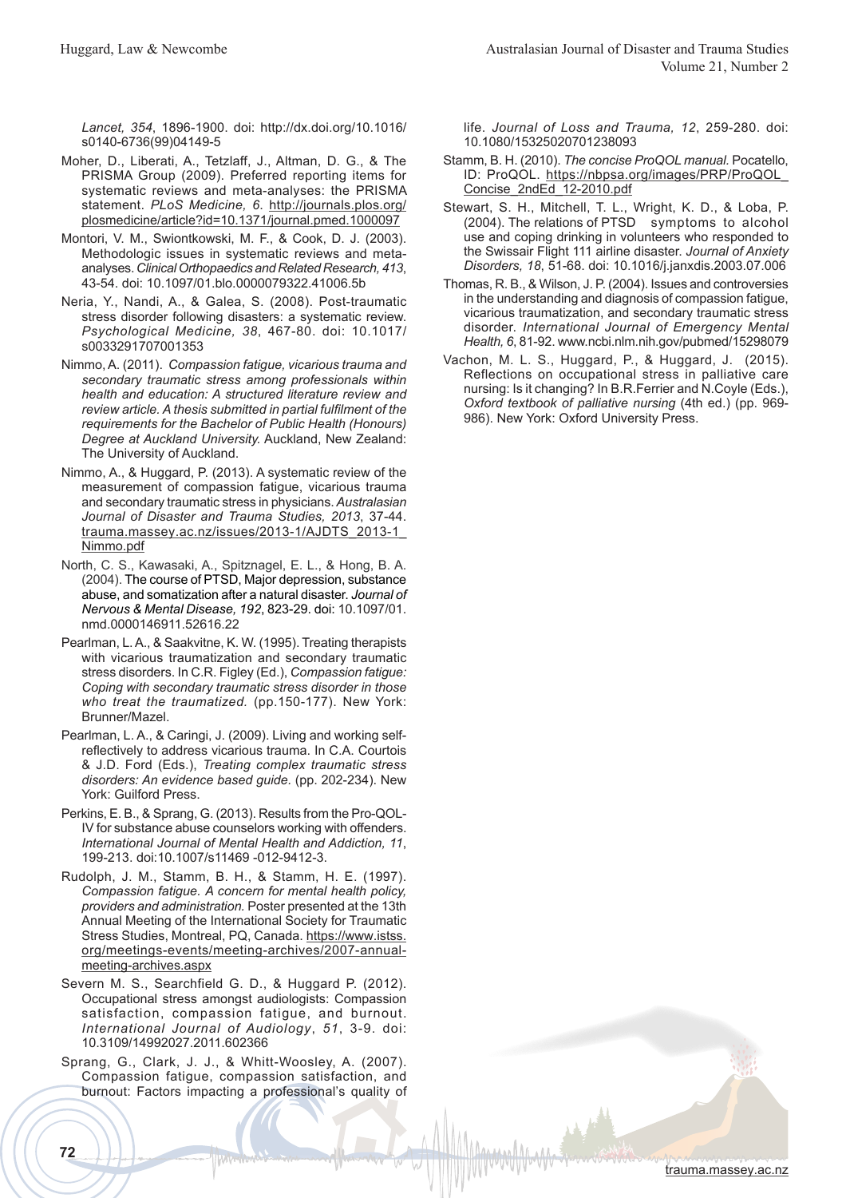*Lancet, 354*, 1896-1900. doi: http://dx.doi.org/10.1016/s0140-6736(99)04149-5

Moher, D., Liberati, A., Tetzlaff, J., Altman, D. G., & The PRISMA Group (2009). Preferred reporting items for systematic reviews and meta-analyses: the PRISMA statement. *PLoS Medicine, 6*. http://journals.plos.org/plosmedicine/article?id=10.1371/journal.pmed.1000097

Montori, V. M., Swiontkowski, M. F., & Cook, D. J. (2003). Methodologic issues in systematic reviews and meta-analyses. *Clinical Orthopaedics and Related Research, 413*, 43-54. doi: 10.1097/01.blo.0000079322.41006.5b

Neria, Y., Nandi, A., & Galea, S. (2008). Post-traumatic stress disorder following disasters: a systematic review. *Psychological Medicine, 38*, 467-80. doi: 10.1017/s0033291707001353

Nimmo, A. (2011). *Compassion fatigue, vicarious trauma and secondary traumatic stress among professionals within health and education: A structured literature review and review article. A thesis submitted in partial fulfilment of the requirements for the Bachelor of Public Health (Honours) Degree at Auckland University.* Auckland, New Zealand: The University of Auckland.

Nimmo, A., & Huggard, P. (2013). A systematic review of the measurement of compassion fatigue, vicarious trauma and secondary traumatic stress in physicians. *Australasian Journal of Disaster and Trauma Studies, 2013*, 37-44. trauma.massey.ac.nz/issues/2013-1/AJDTS_2013-1_Nimmo.pdf

North, C. S., Kawasaki, A., Spitznagel, E. L., & Hong, B. A. (2004). The course of PTSD, Major depression, substance abuse, and somatization after a natural disaster. *Journal of Nervous & Mental Disease, 192*, 823-29. doi: 10.1097/01.nmd.0000146911.52616.22

Pearlman, L. A., & Saakvitne, K. W. (1995). Treating therapists with vicarious traumatization and secondary traumatic stress disorders. In C.R. Figley (Ed.), *Compassion fatigue: Coping with secondary traumatic stress disorder in those who treat the traumatized.* (pp.150-177). New York: Brunner/Mazel.

Pearlman, L. A., & Caringi, J. (2009). Living and working self-reflectively to address vicarious trauma. In C.A. Courtois & J.D. Ford (Eds.), *Treating complex traumatic stress disorders: An evidence based guide.* (pp. 202-234). New York: Guilford Press.

Perkins, E. B., & Sprang, G. (2013). Results from the Pro-QOL-IV for substance abuse counselors working with offenders. *International Journal of Mental Health and Addiction, 11*, 199-213. doi:10.1007/s11469 -012-9412-3.

Rudolph, J. M., Stamm, B. H., & Stamm, H. E. (1997). *Compassion fatigue. A concern for mental health policy, providers and administration.* Poster presented at the 13th Annual Meeting of the International Society for Traumatic Stress Studies, Montreal, PQ, Canada. https://www.istss.org/meetings-events/meeting-archives/2007-annual-meeting-archives.aspx

Severn M. S., Searchfield G. D., & Huggard P. (2012). Occupational stress amongst audiologists: Compassion satisfaction, compassion fatigue, and burnout. *International Journal of Audiology*, *51*, 3-9. doi: 10.3109/14992027.2011.602366

Sprang, G., Clark, J. J., & Whitt-Woosley, A. (2007). Compassion fatigue, compassion satisfaction, and burnout: Factors impacting a professional's quality of life. *Journal of Loss and Trauma, 12*, 259-280. doi: 10.1080/15325020701238093

Stamm, B. H. (2010). *The concise ProQOL manual.* Pocatello, ID: ProQOL. https://nbpsa.org/images/PRP/ProQOL_Concise_2ndEd_12-2010.pdf

Stewart, S. H., Mitchell, T. L., Wright, K. D., & Loba, P. (2004). The relations of PTSD symptoms to alcohol use and coping drinking in volunteers who responded to the Swissair Flight 111 airline disaster. *Journal of Anxiety Disorders, 18*, 51-68. doi: 10.1016/j.janxdis.2003.07.006

Thomas, R. B., & Wilson, J. P. (2004). Issues and controversies in the understanding and diagnosis of compassion fatigue, vicarious traumatization, and secondary traumatic stress disorder. *International Journal of Emergency Mental Health, 6*, 81-92. www.ncbi.nlm.nih.gov/pubmed/15298079

Vachon, M. L. S., Huggard, P., & Huggard, J. (2015). Reflections on occupational stress in palliative care nursing: Is it changing? In B.R.Ferrier and N.Coyle (Eds.), *Oxford textbook of palliative nursing* (4th ed.) (pp. 969-986). New York: Oxford University Press.